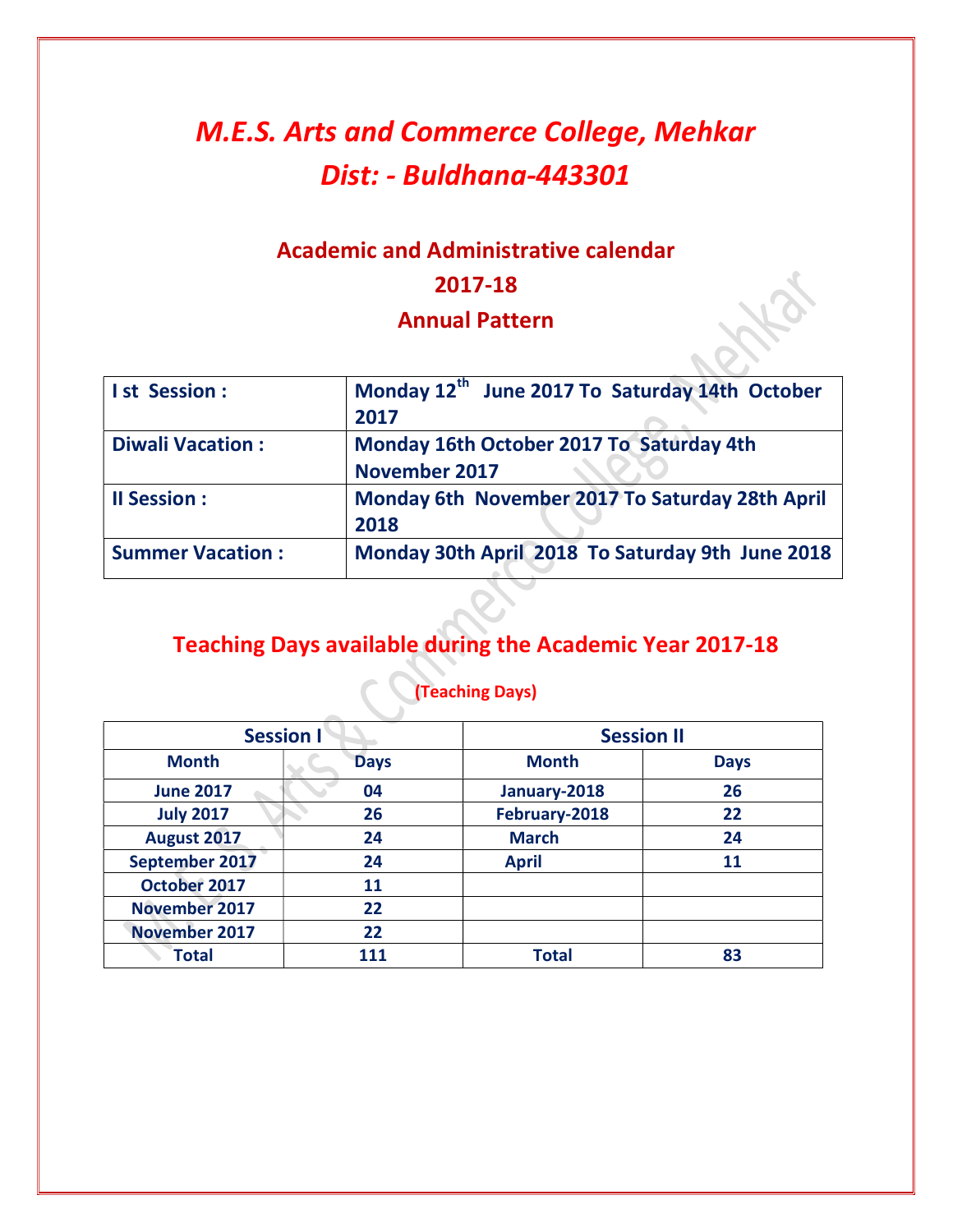# *M.E.S. Arts and Commerce College, Mehkar*
# *Dist: - Buldhana-443301*

## Academic and Administrative calendar
## 2017-18
## Annual Pattern

| | |
|---|---|
| **I st Session :** | **Monday 12th June 2017 To Saturday 14th October 2017** |
| **Diwali Vacation :** | **Monday 16th October 2017 To Saturday 4th November 2017** |
| **II Session :** | **Monday 6th November 2017 To Saturday 28th April 2018** |
| **Summer Vacation :** | **Monday 30th April 2018 To Saturday 9th June 2018** |

## Teaching Days available during the Academic Year 2017-18

**(Teaching Days)**

| Session I | | Session II | |
|---|---|---|---|
| **Month** | **Days** | **Month** | **Days** |
| June 2017 | 04 | January-2018 | 26 |
| July 2017 | 26 | February-2018 | 22 |
| August 2017 | 24 | March | 24 |
| September 2017 | 24 | April | 11 |
| October 2017 | 11 | | |
| November 2017 | 22 | | |
| November 2017 | 22 | | |
| **Total** | **111** | **Total** | **83** |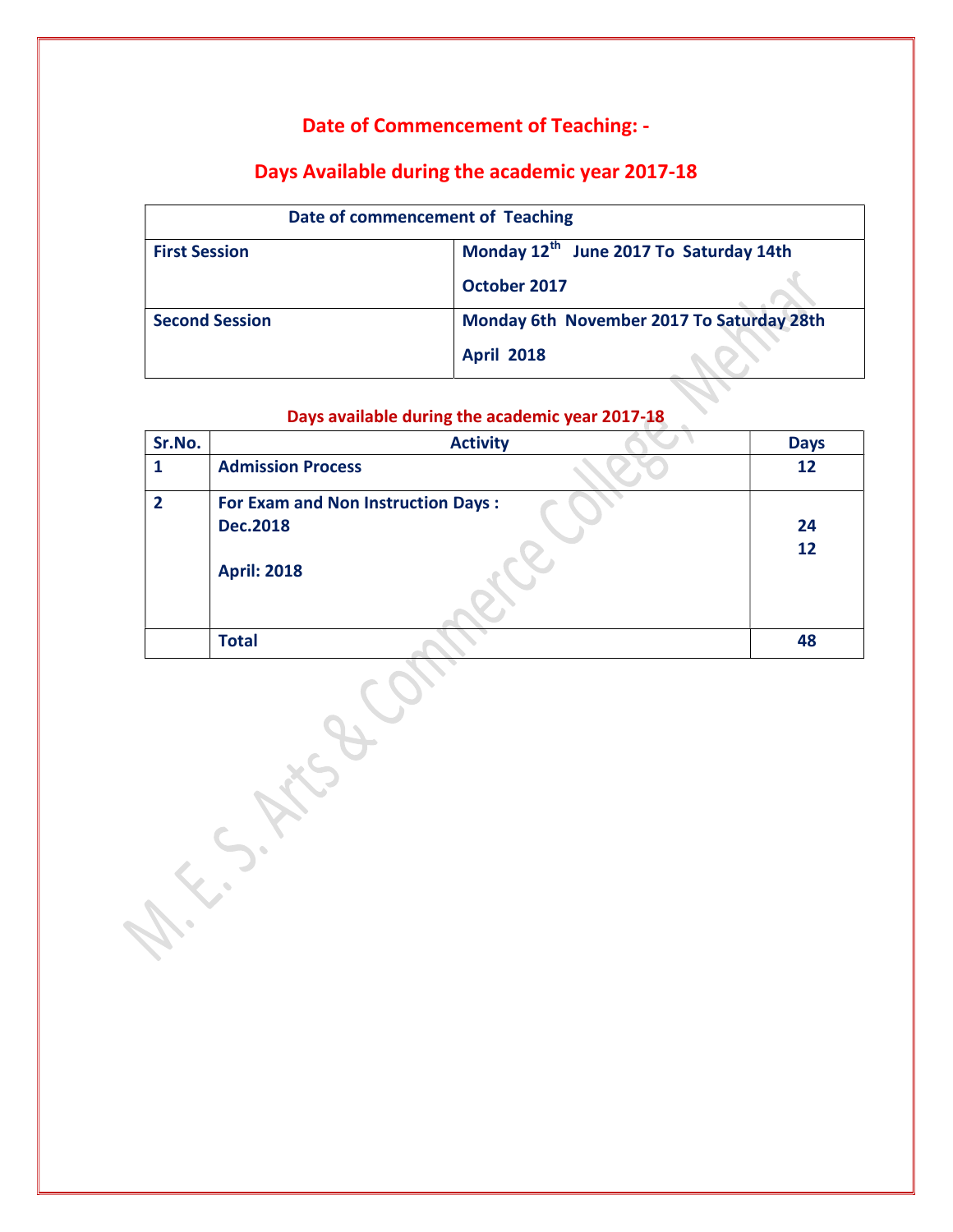## Date of Commencement of Teaching: -

## Days Available during the academic year 2017-18

| Date of commencement of Teaching | |
|---|---|
| **First Session** | **Monday 12th June 2017 To Saturday 14th October 2017** |
| **Second Session** | **Monday 6th November 2017 To Saturday 28th April 2018** |

**Days available during the academic year 2017-18**

| Sr.No. | Activity | Days |
|---|---|---|
| 1 | **Admission Process** | 12 |
| 2 | **For Exam and Non Instruction Days :**<br>**Dec.2018**<br>**April: 2018** | <br>24<br>12 |
| | **Total** | **48** |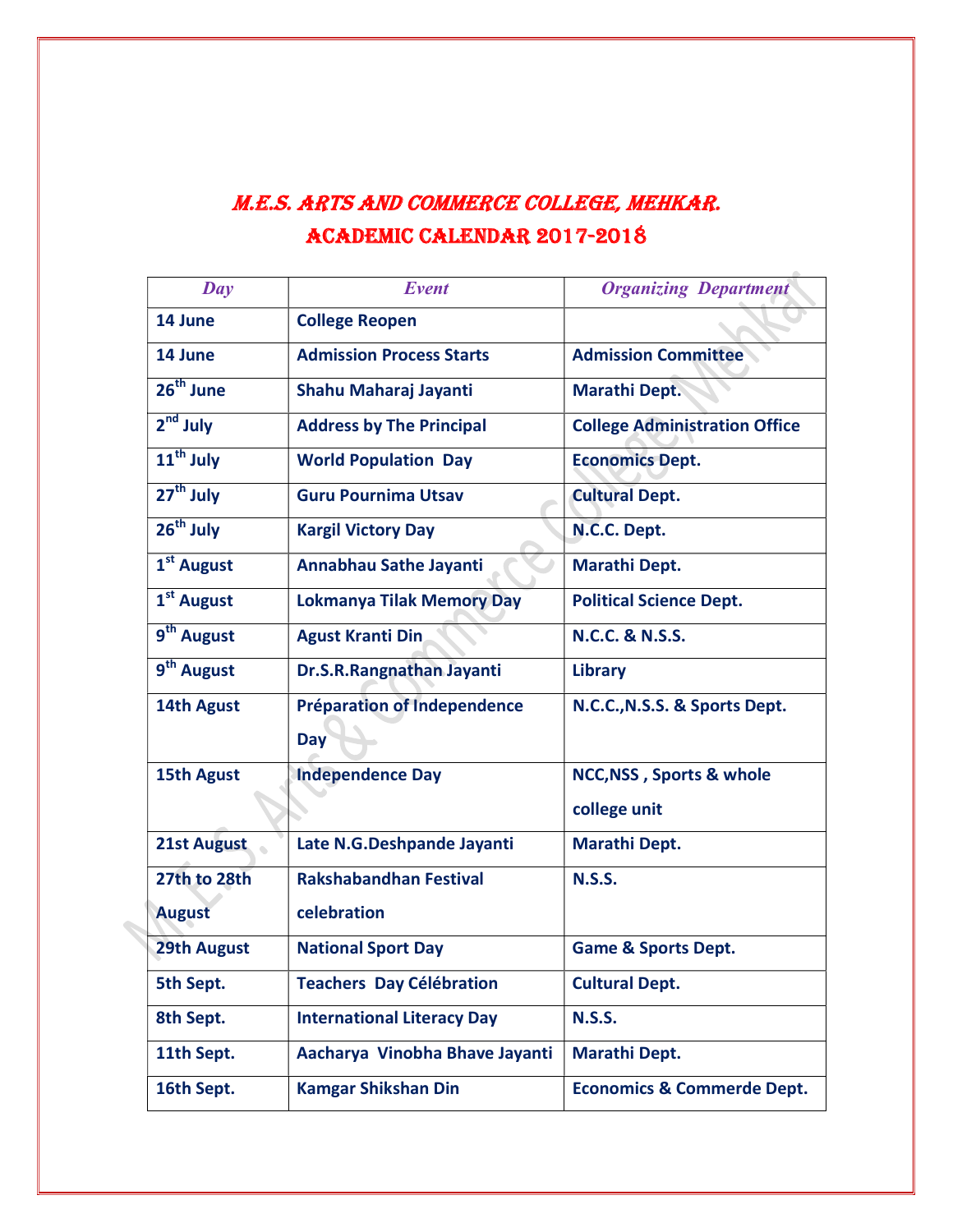# M.E.S. Arts and Commerce College, Mehkar.

## Academic Calendar 2017-2018

| *Day* | *Event* | *Organizing Department* |
|---|---|---|
| **14 June** | **College Reopen** | |
| **14 June** | **Admission Process Starts** | **Admission Committee** |
| **26th June** | **Shahu Maharaj Jayanti** | **Marathi Dept.** |
| **2nd July** | **Address by The Principal** | **College Administration Office** |
| **11th July** | **World Population Day** | **Economics Dept.** |
| **27th July** | **Guru Pournima Utsav** | **Cultural Dept.** |
| **26th July** | **Kargil Victory Day** | **N.C.C. Dept.** |
| **1st August** | **Annabhau Sathe Jayanti** | **Marathi Dept.** |
| **1st August** | **Lokmanya Tilak Memory Day** | **Political Science Dept.** |
| **9th August** | **Agust Kranti Din** | **N.C.C. & N.S.S.** |
| **9th August** | **Dr.S.R.Rangnathan Jayanti** | **Library** |
| **14th Agust** | **Préparation of Independence Day** | **N.C.C.,N.S.S. & Sports Dept.** |
| **15th Agust** | **Independence Day** | **NCC,NSS , Sports & whole college unit** |
| **21st August** | **Late N.G.Deshpande Jayanti** | **Marathi Dept.** |
| **27th to 28th August** | **Rakshabandhan Festival celebration** | **N.S.S.** |
| **29th August** | **National Sport Day** | **Game & Sports Dept.** |
| **5th Sept.** | **Teachers Day Célébration** | **Cultural Dept.** |
| **8th Sept.** | **International Literacy Day** | **N.S.S.** |
| **11th Sept.** | **Aacharya Vinobha Bhave Jayanti** | **Marathi Dept.** |
| **16th Sept.** | **Kamgar Shikshan Din** | **Economics & Commerde Dept.** |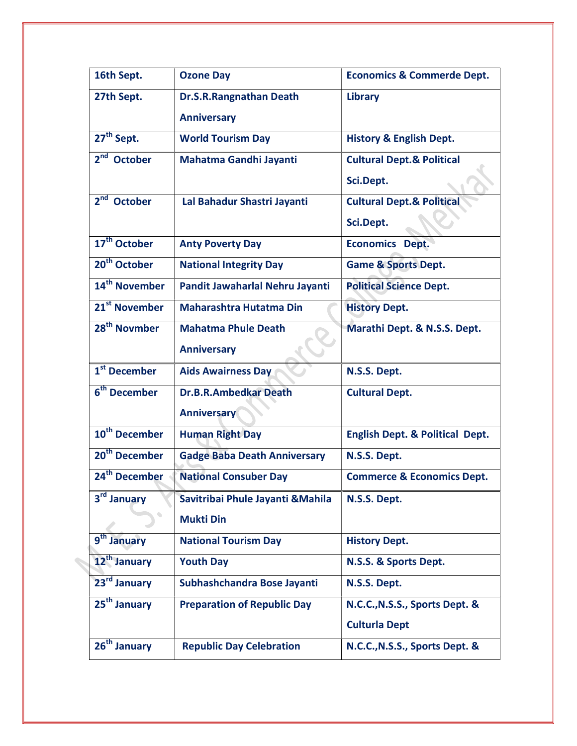| 16th Sept. | Ozone Day | Economics & Commerde Dept. |
|---|---|---|
| 27th Sept. | Dr.S.R.Rangnathan Death Anniversary | Library |
| 27th Sept. | World Tourism Day | History & English Dept. |
| 2nd October | Mahatma Gandhi Jayanti | Cultural Dept.& Political Sci.Dept. |
| 2nd October | Lal Bahadur Shastri Jayanti | Cultural Dept.& Political Sci.Dept. |
| 17th October | Anty Poverty Day | Economics Dept. |
| 20th October | National Integrity Day | Game & Sports Dept. |
| 14th November | Pandit Jawaharlal Nehru Jayanti | Political Science Dept. |
| 21st November | Maharashtra Hutatma Din | History Dept. |
| 28th Novmber | Mahatma Phule Death Anniversary | Marathi Dept. & N.S.S. Dept. |
| 1st December | Aids Awairness Day | N.S.S. Dept. |
| 6th December | Dr.B.R.Ambedkar Death Anniversary | Cultural Dept. |
| 10th December | Human Right Day | English Dept. & Political Dept. |
| 20th December | Gadge Baba Death Anniversary | N.S.S. Dept. |
| 24th December | National Consuber Day | Commerce & Economics Dept. |
| 3rd January | Savitribai Phule Jayanti &Mahila Mukti Din | N.S.S. Dept. |
| 9th January | National Tourism Day | History Dept. |
| 12th January | Youth Day | N.S.S. & Sports Dept. |
| 23rd January | Subhashchandra Bose Jayanti | N.S.S. Dept. |
| 25th January | Preparation of Republic Day | N.C.C.,N.S.S., Sports Dept. & Culturla Dept |
| 26th January | Republic Day Celebration | N.C.C.,N.S.S., Sports Dept. & |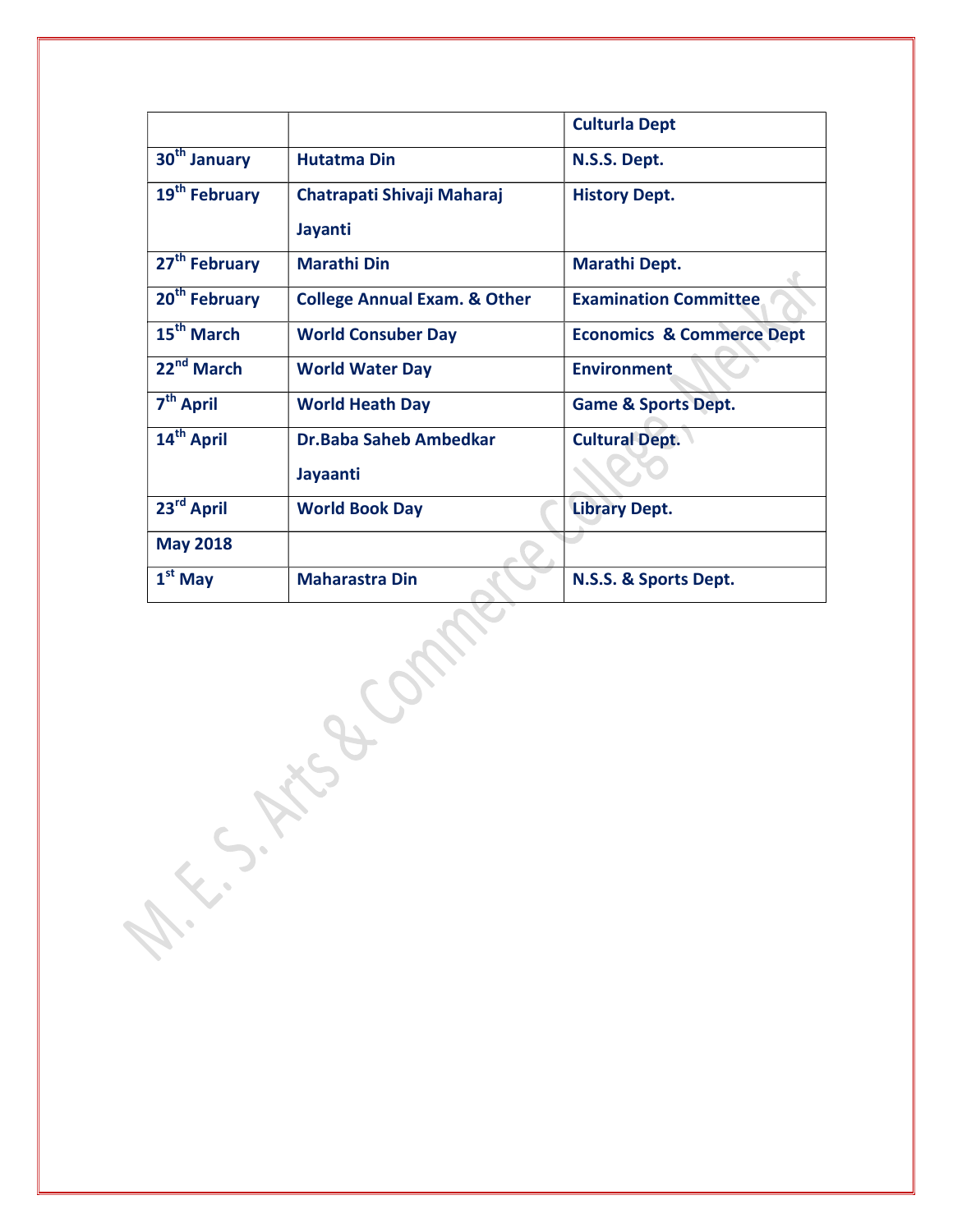| | | |
|---|---|---|
| | | **Culturla Dept** |
| **30th January** | **Hutatma Din** | **N.S.S. Dept.** |
| **19th February** | **Chatrapati Shivaji Maharaj Jayanti** | **History Dept.** |
| **27th February** | **Marathi Din** | **Marathi Dept.** |
| **20th February** | **College Annual Exam. & Other** | **Examination Committee** |
| **15th March** | **World Consuber Day** | **Economics & Commerce Dept** |
| **22nd March** | **World Water Day** | **Environment** |
| **7th April** | **World Heath Day** | **Game & Sports Dept.** |
| **14th April** | **Dr.Baba Saheb Ambedkar Jayaanti** | **Cultural Dept.** |
| **23rd April** | **World Book Day** | **Library Dept.** |
| **May 2018** | | |
| **1st May** | **Maharastra Din** | **N.S.S. & Sports Dept.** |